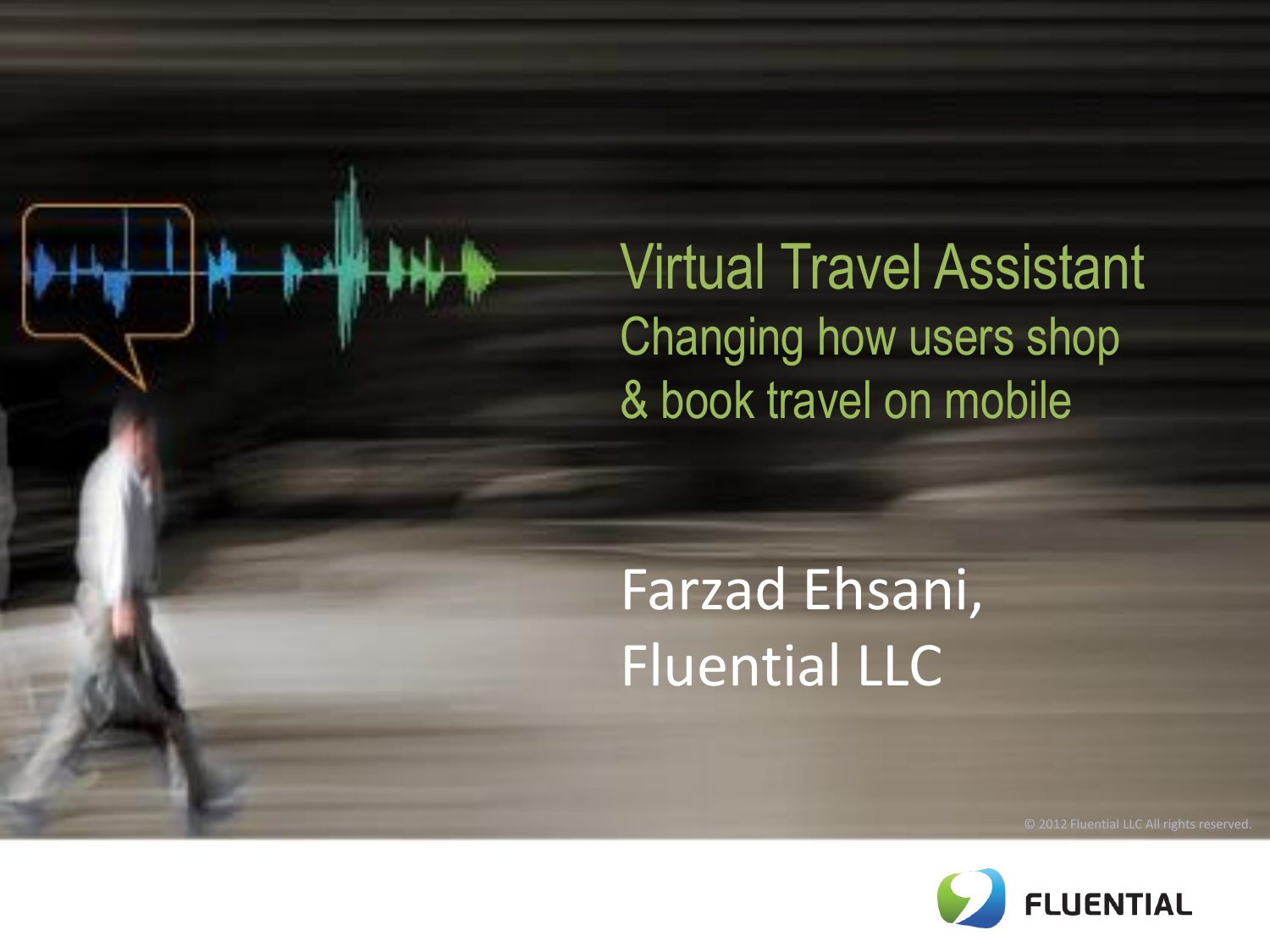# Virtual Travel Assistant

## Changing how users shop & book travel on mobile

Farzad Ehsani, Fluential LLC

© 2012 Fluential LLC All rights reserved.

FLUENTIAL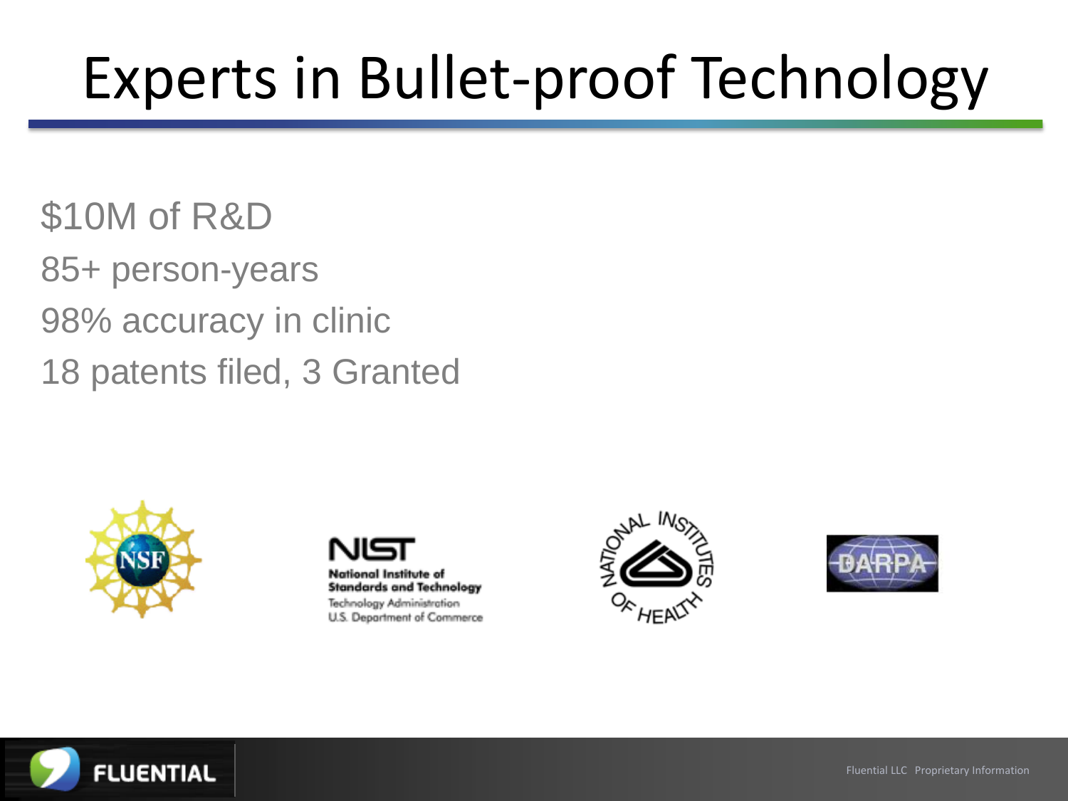# Experts in Bullet-proof Technology

$10M of R&D

85+ person-years

98% accuracy in clinic

18 patents filed, 3 Granted

NSF

NIST
National Institute of Standards and Technology
Technology Administration
U.S. Department of Commerce

National Institutes of Health

DARPA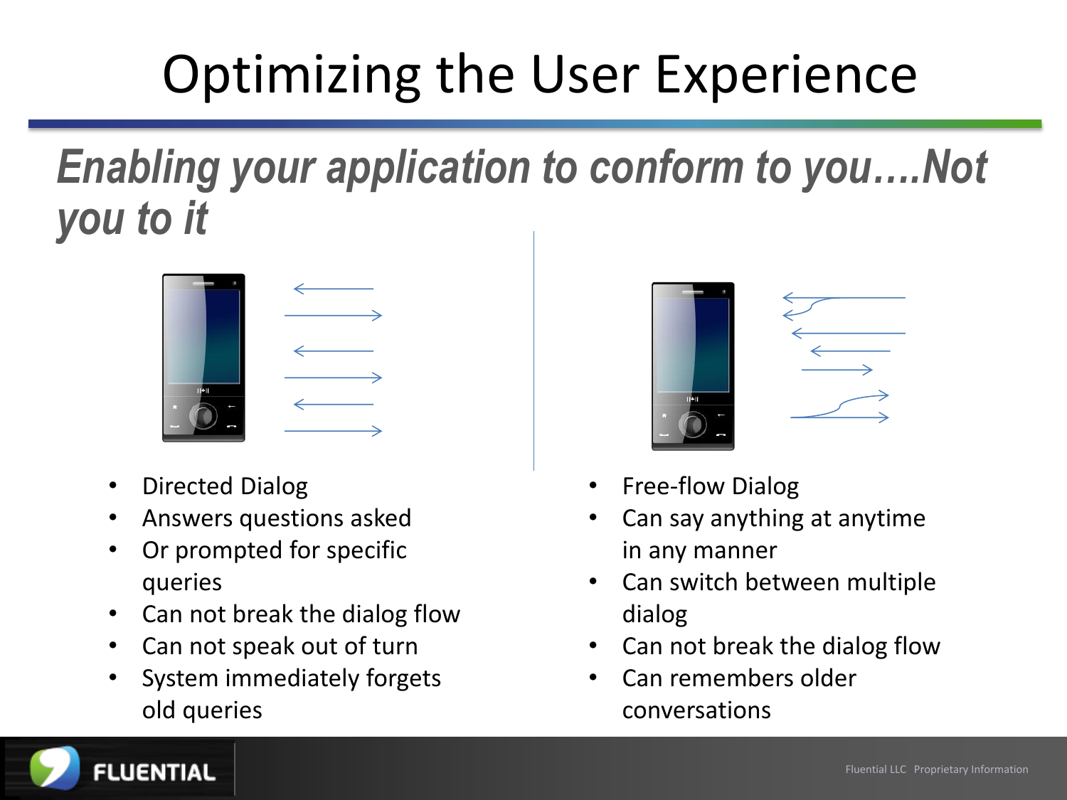# Optimizing the User Experience

## *Enabling your application to conform to you….Not you to it*

- Directed Dialog
- Answers questions asked
- Or prompted for specific queries
- Can not break the dialog flow
- Can not speak out of turn
- System immediately forgets old queries

- Free-flow Dialog
- Can say anything at anytime in any manner
- Can switch between multiple dialog
- Can not break the dialog flow
- Can remembers older conversations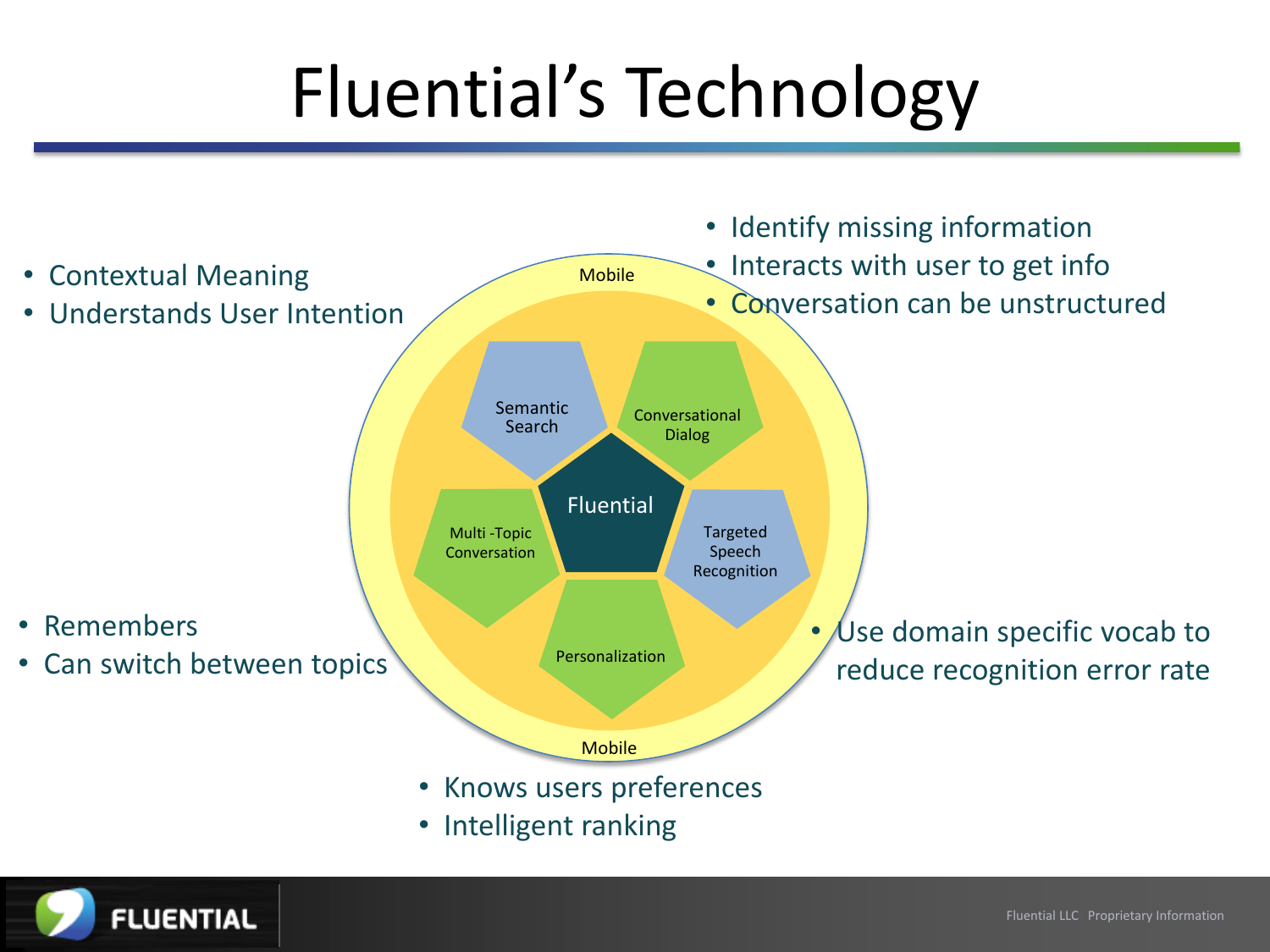# Fluential's Technology

- Contextual Meaning
- Understands User Intention

- Identify missing information
- Interacts with user to get info
- Conversation can be unstructured

Mobile

Semantic Search

Conversational Dialog

Fluential

Multi -Topic Conversation

Targeted Speech Recognition

Personalization

Mobile

- Remembers
- Can switch between topics

- Use domain specific vocab to reduce recognition error rate

- Knows users preferences
- Intelligent ranking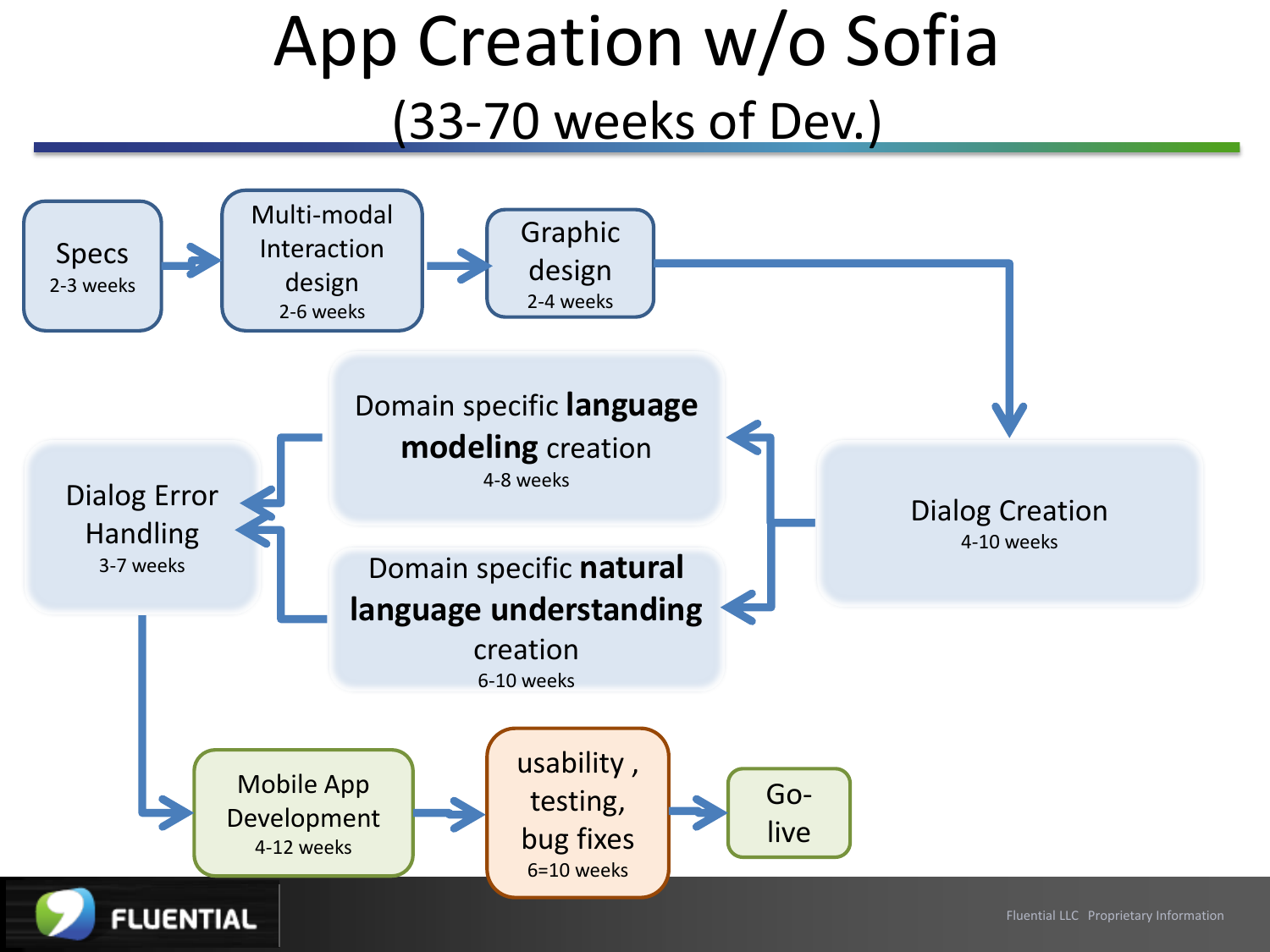# App Creation w/o Sofia

## (33-70 weeks of Dev.)

- Specs
  2-3 weeks
- Multi-modal Interaction design
  2-6 weeks
- Graphic design
  2-4 weeks
- Dialog Creation
  4-10 weeks
- Domain specific **language modeling** creation
  4-8 weeks
- Domain specific **natural language understanding** creation
  6-10 weeks
- Dialog Error Handling
  3-7 weeks
- Mobile App Development
  4-12 weeks
- usability , testing, bug fixes
  6=10 weeks
- Go-live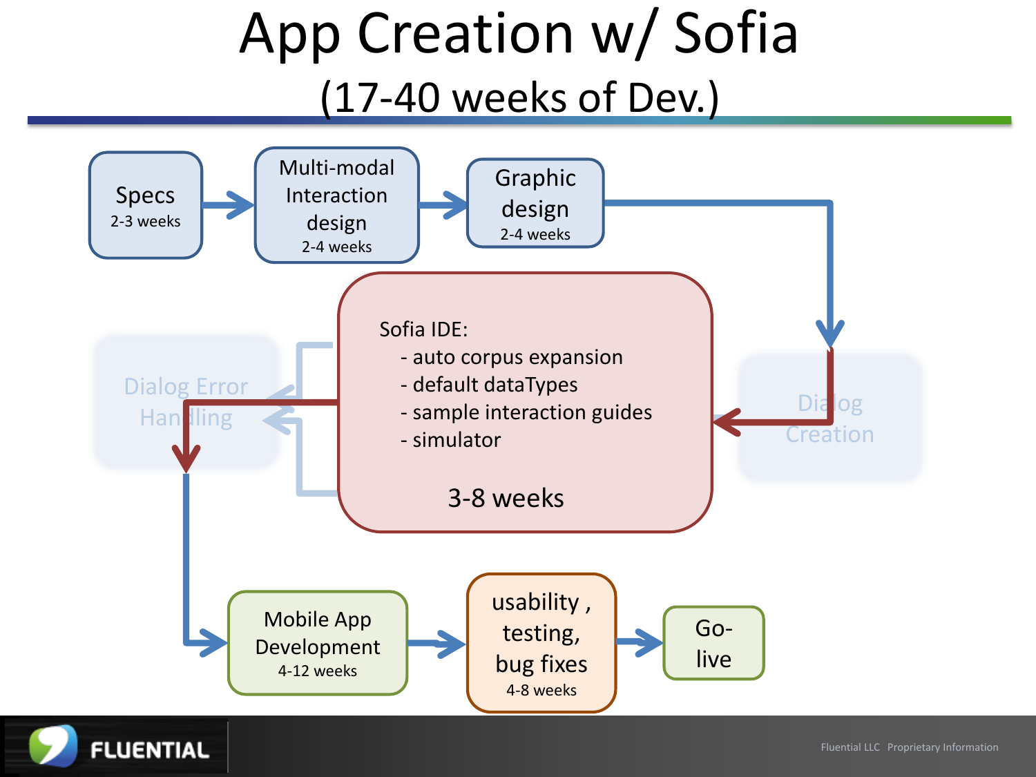# App Creation w/ Sofia

## (17-40 weeks of Dev.)

Specs
2-3 weeks

Multi-modal Interaction design
2-4 weeks

Graphic design
2-4 weeks

Dialog Creation

Sofia IDE:

- auto corpus expansion
- default dataTypes
- sample interaction guides
- simulator

3-8 weeks

Dialog Error Handling

Mobile App Development
4-12 weeks

usability , testing, bug fixes
4-8 weeks

Go-live

Fluential LLC Proprietary Information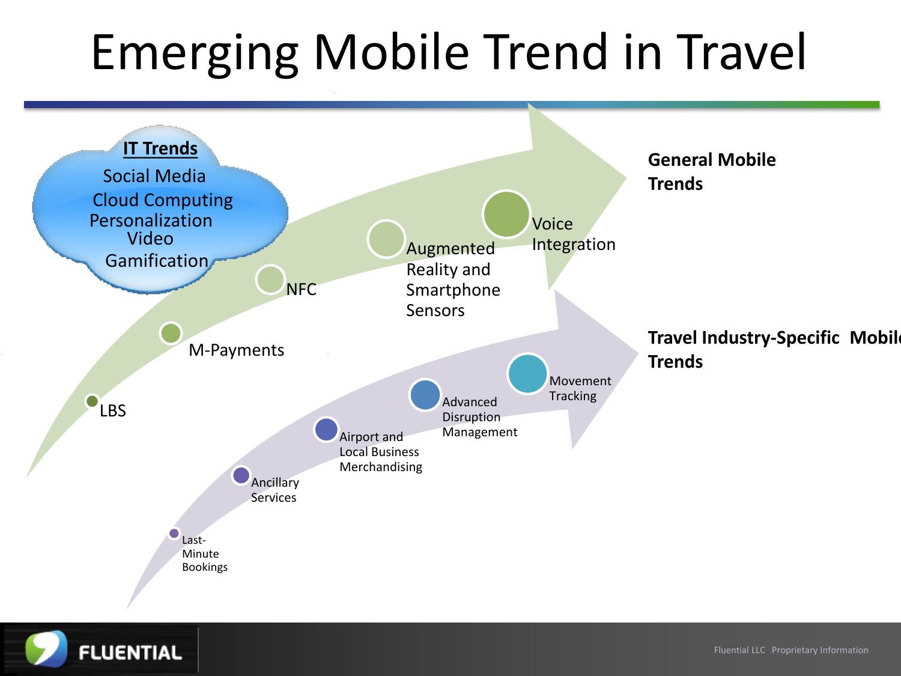# Emerging Mobile Trend in Travel

**IT Trends**

- Social Media
- Cloud Computing
- Personalization
- Video
- Gamification

**General Mobile Trends**

- LBS
- M-Payments
- NFC
- Augmented Reality and Smartphone Sensors
- Voice Integration

**Travel Industry-Specific Mobile Trends**

- Last-Minute Bookings
- Ancillary Services
- Airport and Local Business Merchandising
- Advanced Disruption Management
- Movement Tracking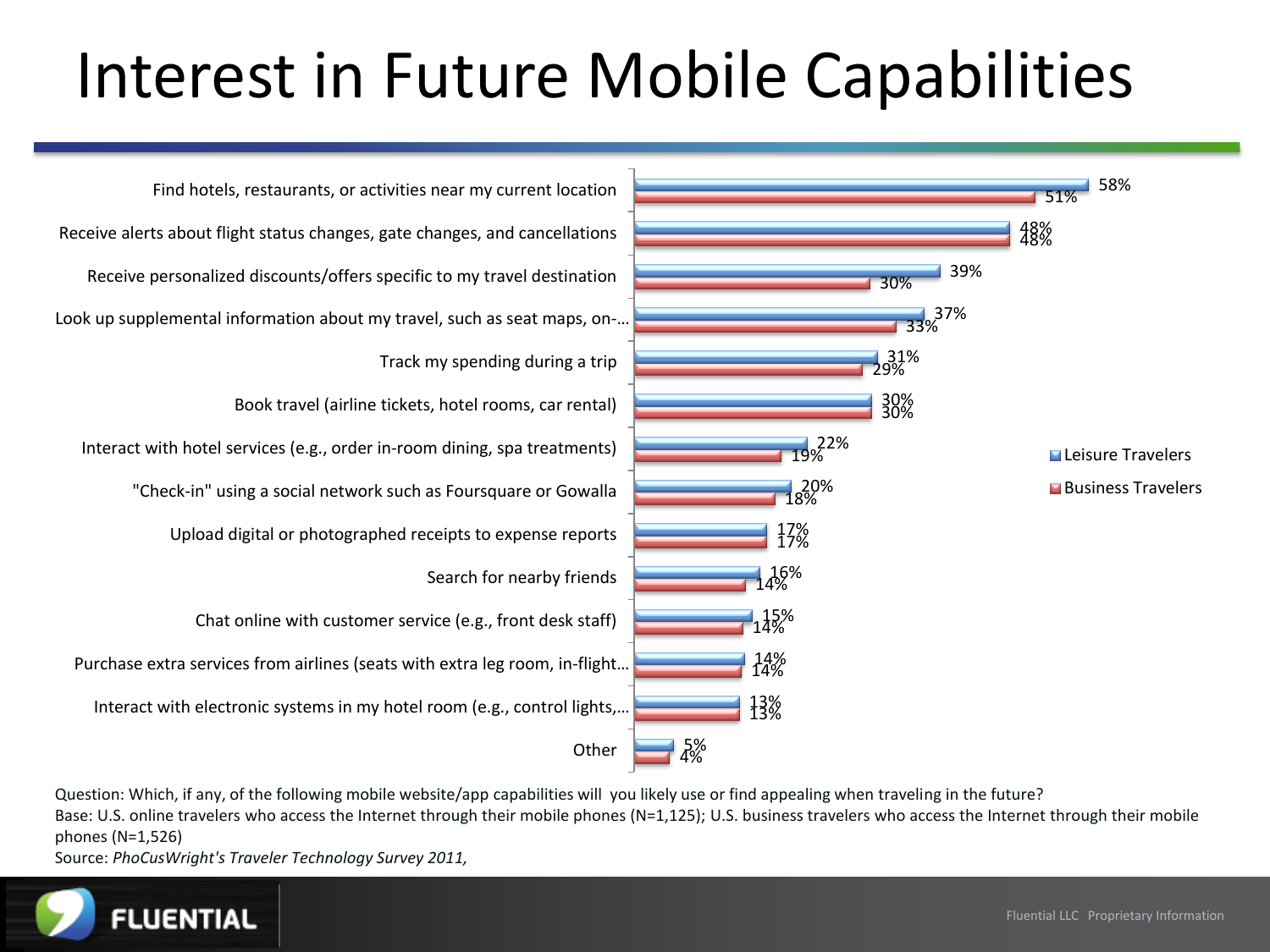# Interest in Future Mobile Capabilities

| Capability | Leisure Travelers | Business Travelers |
| --- | --- | --- |
| Find hotels, restaurants, or activities near my current location | 58% | 51% |
| Receive alerts about flight status changes, gate changes, and cancellations | 48% | 48% |
| Receive personalized discounts/offers specific to my travel destination | 39% | 30% |
| Look up supplemental information about my travel, such as seat maps, on-… | 37% | 33% |
| Track my spending during a trip | 31% | 29% |
| Book travel (airline tickets, hotel rooms, car rental) | 30% | 30% |
| Interact with hotel services (e.g., order in-room dining, spa treatments) | 22% | 19% |
| "Check-in" using a social network such as Foursquare or Gowalla | 20% | 18% |
| Upload digital or photographed receipts to expense reports | 17% | 17% |
| Search for nearby friends | 16% | 14% |
| Chat online with customer service (e.g., front desk staff) | 15% | 14% |
| Purchase extra services from airlines (seats with extra leg room, in-flight… | 14% | 14% |
| Interact with electronic systems in my hotel room (e.g., control lights,… | 13% | 13% |
| Other | 5% | 4% |

Question: Which, if any, of the following mobile website/app capabilities will you likely use or find appealing when traveling in the future?

Base: U.S. online travelers who access the Internet through their mobile phones (N=1,125); U.S. business travelers who access the Internet through their mobile phones (N=1,526)

Source: *PhoCusWright's Traveler Technology Survey 2011,*

FLUENTIAL

Fluential LLC Proprietary Information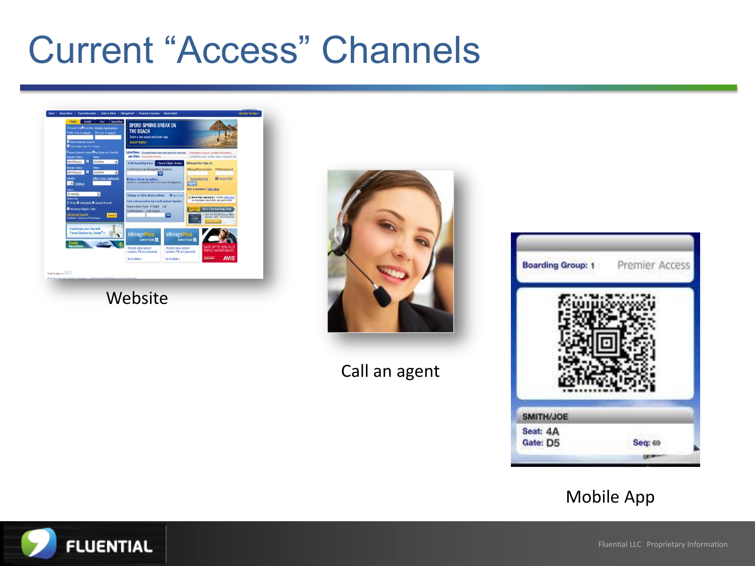# Current "Access" Channels

Website

Call an agent

Mobile App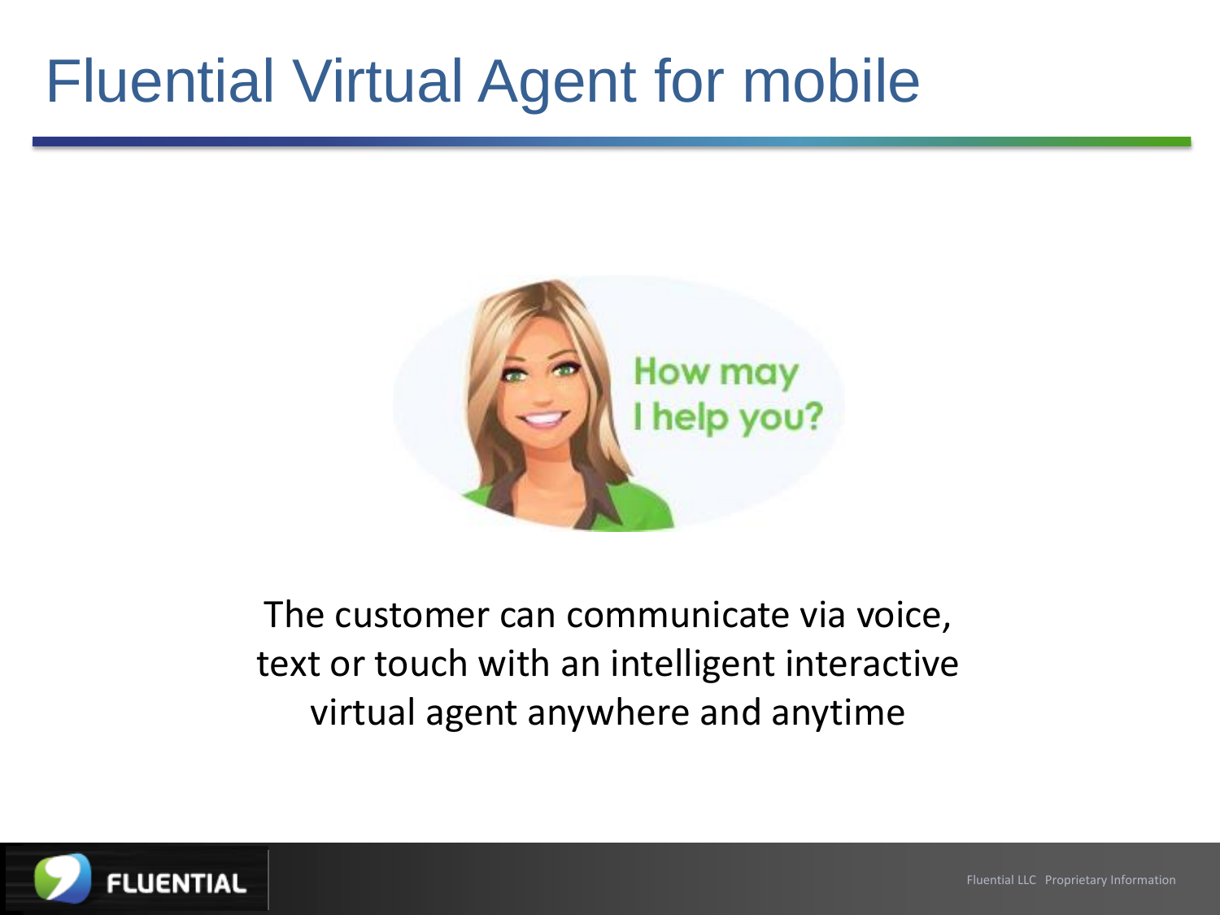# Fluential Virtual Agent for mobile

The customer can communicate via voice, text or touch with an intelligent interactive virtual agent anywhere and anytime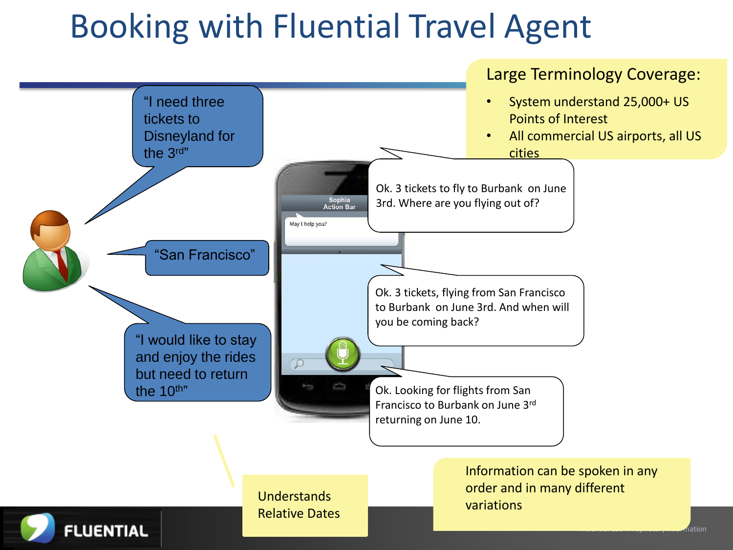# Booking with Fluential Travel Agent

**Large Terminology Coverage:**

- System understand 25,000+ US Points of Interest
- All commercial US airports, all US cities

"I need three tickets to Disneyland for the 3rd"

Ok. 3 tickets to fly to Burbank on June 3rd. Where are you flying out of?

"San Francisco"

Ok. 3 tickets, flying from San Francisco to Burbank on June 3rd. And when will you be coming back?

"I would like to stay and enjoy the rides but need to return the 10th"

Ok. Looking for flights from San Francisco to Burbank on June 3rd returning on June 10.

Sophia Action Bar

May I help you?

Understands Relative Dates

Information can be spoken in any order and in many different variations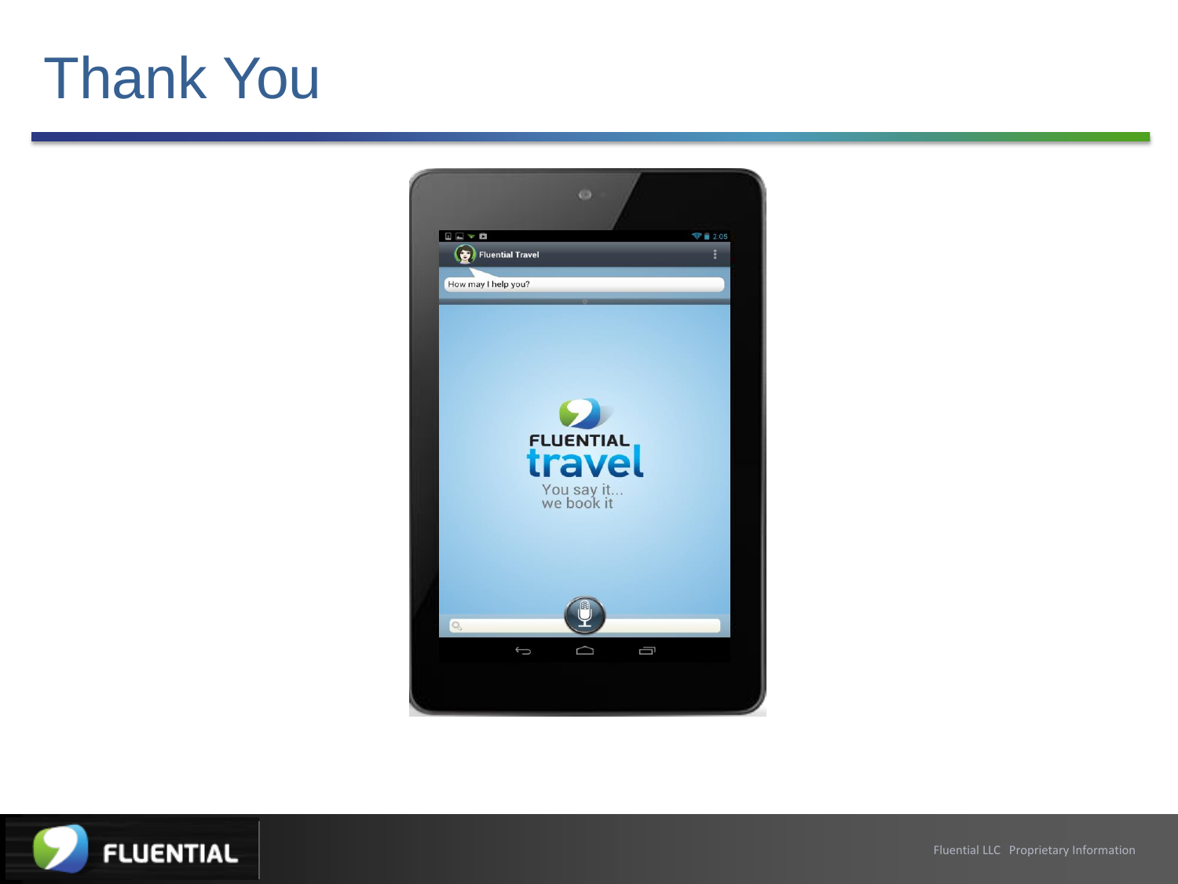# Thank You